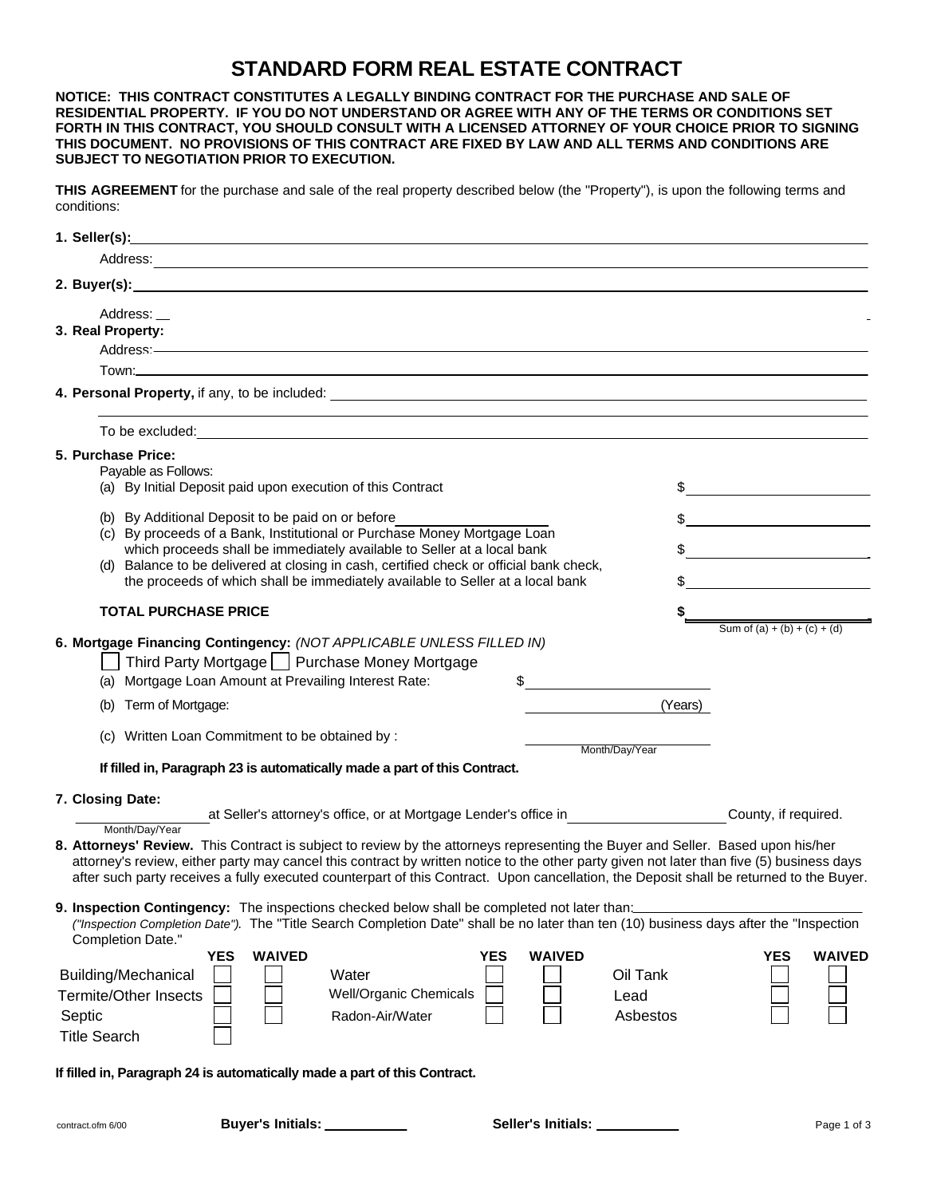# STANDARD FORM REAL ESTATE CONTRACT

**NOTICE: THIS CONTRACT CONSTITUTES A LEGALLY BINDING CONTRACT FOR THE PURCHASE AND SALE OF RESIDENTIAL PROPERTY. IF YOU DO NOT UNDERSTAND OR AGREE WITH ANY OF THE TERMS OR CONDITIONS SET FORTH IN THIS CONTRACT, YOU SHOULD CONSULT WITH A LICENSED ATTORNEY OF YOUR CHOICE PRIOR TO SIGNING THIS DOCUMENT. NO PROVISIONS OF THIS CONTRACT ARE FIXED BY LAW AND ALL TERMS AND CONDITIONS ARE SUBJECT TO NEGOTIATION PRIOR TO EXECUTION.**

**THIS AGREEMENT** for the purchase and sale of the real property described below (the "Property"), is upon the following terms and conditions:

**1. Seller(s):** ______________________________

Address: ______________________________

**2. Buyer(s):** ______________________________

Address: ______________________________

**3. Real Property:**

Address: ______________________________

Town: ______________________________

**4. Personal Property,** if any, to be included: ______________________________

______________________________

To be excluded: ______________________________

**5. Purchase Price:**

Payable as Follows:

(a) By Initial Deposit paid upon execution of this Contract $ __________

(b) By Additional Deposit to be paid on or before __________ $ __________

(c) By proceeds of a Bank, Institutional or Purchase Money Mortgage Loan which proceeds shall be immediately available to Seller at a local bank $ __________

(d) Balance to be delivered at closing in cash, certified check or official bank check, the proceeds of which shall be immediately available to Seller at a local bank $ __________

**TOTAL PURCHASE PRICE** **$** __________
Sum of (a) + (b) + (c) + (d)

**6. Mortgage Financing Contingency:** *(NOT APPLICABLE UNLESS FILLED IN)*

☐ Third Party Mortgage ☐ Purchase Money Mortgage

(a) Mortgage Loan Amount at Prevailing Interest Rate: $ __________

(b) Term of Mortgage: __________ (Years)

(c) Written Loan Commitment to be obtained by : __________
Month/Day/Year

**If filled in, Paragraph 23 is automatically made a part of this Contract.**

**7. Closing Date:**

__________ at Seller's attorney's office, or at Mortgage Lender's office in __________ County, if required.
Month/Day/Year

**8. Attorneys' Review.** This Contract is subject to review by the attorneys representing the Buyer and Seller. Based upon his/her attorney's review, either party may cancel this contract by written notice to the other party given not later than five (5) business days after such party receives a fully executed counterpart of this Contract. Upon cancellation, the Deposit shall be returned to the Buyer.

**9. Inspection Contingency:** The inspections checked below shall be completed not later than: __________ *("Inspection Completion Date").* The "Title Search Completion Date" shall be no later than ten (10) business days after the "Inspection Completion Date."

| | YES | WAIVED | | YES | WAIVED | | YES | WAIVED |
|---|---|---|---|---|---|---|---|---|
| Building/Mechanical | ☐ | ☐ | Water | ☐ | ☐ | Oil Tank | ☐ | ☐ |
| Termite/Other Insects | ☐ | ☐ | Well/Organic Chemicals | ☐ | ☐ | Lead | ☐ | ☐ |
| Septic | ☐ | ☐ | Radon-Air/Water | ☐ | ☐ | Asbestos | ☐ | ☐ |
| Title Search | ☐ | | | | | | | |

**If filled in, Paragraph 24 is automatically made a part of this Contract.**

contract.ofm 6/00 **Buyer's Initials:** __________ **Seller's Initials:** __________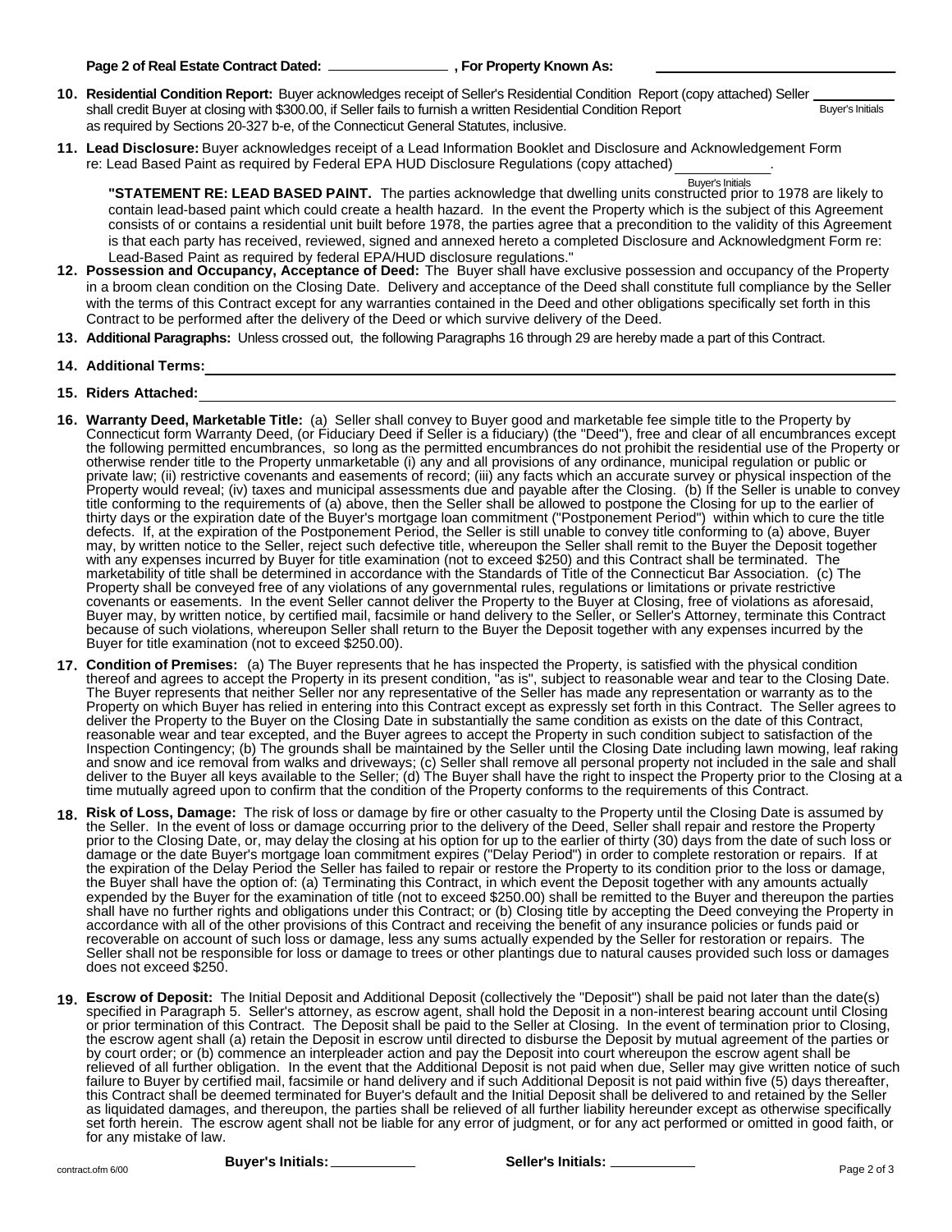**Page 2 of Real Estate Contract Dated: ______________ , For Property Known As: ______________________**

**10. Residential Condition Report:** Buyer acknowledges receipt of Seller's Residential Condition Report (copy attached) Seller shall credit Buyer at closing with $300.00, if Seller fails to furnish a written Residential Condition Report as required by Sections 20-327 b-e, of the Connecticut General Statutes, inclusive. __________ Buyer's Initials

**11. Lead Disclosure:** Buyer acknowledges receipt of a Lead Information Booklet and Disclosure and Acknowledgement Form re: Lead Based Paint as required by Federal EPA HUD Disclosure Regulations (copy attached) __________. Buyer's Initials

**"STATEMENT RE: LEAD BASED PAINT.** The parties acknowledge that dwelling units constructed prior to 1978 are likely to contain lead-based paint which could create a health hazard. In the event the Property which is the subject of this Agreement consists of or contains a residential unit built before 1978, the parties agree that a precondition to the validity of this Agreement is that each party has received, reviewed, signed and annexed hereto a completed Disclosure and Acknowledgment Form re: Lead-Based Paint as required by federal EPA/HUD disclosure regulations."

**12. Possession and Occupancy, Acceptance of Deed:** The Buyer shall have exclusive possession and occupancy of the Property in a broom clean condition on the Closing Date. Delivery and acceptance of the Deed shall constitute full compliance by the Seller with the terms of this Contract except for any warranties contained in the Deed and other obligations specifically set forth in this Contract to be performed after the delivery of the Deed or which survive delivery of the Deed.

**13. Additional Paragraphs:** Unless crossed out, the following Paragraphs 16 through 29 are hereby made a part of this Contract.

**14. Additional Terms:** ______________________________

**15. Riders Attached:** ______________________________

**16. Warranty Deed, Marketable Title:** (a) Seller shall convey to Buyer good and marketable fee simple title to the Property by Connecticut form Warranty Deed, (or Fiduciary Deed if Seller is a fiduciary) (the "Deed"), free and clear of all encumbrances except the following permitted encumbrances, so long as the permitted encumbrances do not prohibit the residential use of the Property or otherwise render title to the Property unmarketable (i) any and all provisions of any ordinance, municipal regulation or public or private law; (ii) restrictive covenants and easements of record; (iii) any facts which an accurate survey or physical inspection of the Property would reveal; (iv) taxes and municipal assessments due and payable after the Closing. (b) If the Seller is unable to convey title conforming to the requirements of (a) above, then the Seller shall be allowed to postpone the Closing for up to the earlier of thirty days or the expiration date of the Buyer's mortgage loan commitment ("Postponement Period") within which to cure the title defects. If, at the expiration of the Postponement Period, the Seller is still unable to convey title conforming to (a) above, Buyer may, by written notice to the Seller, reject such defective title, whereupon the Seller shall remit to the Buyer the Deposit together with any expenses incurred by Buyer for title examination (not to exceed $250) and this Contract shall be terminated. The marketability of title shall be determined in accordance with the Standards of Title of the Connecticut Bar Association. (c) The Property shall be conveyed free of any violations of any governmental rules, regulations or limitations or private restrictive covenants or easements. In the event Seller cannot deliver the Property to the Buyer at Closing, free of violations as aforesaid, Buyer may, by written notice, by certified mail, facsimile or hand delivery to the Seller, or Seller's Attorney, terminate this Contract because of such violations, whereupon Seller shall return to the Buyer the Deposit together with any expenses incurred by the Buyer for title examination (not to exceed $250.00).

**17. Condition of Premises:** (a) The Buyer represents that he has inspected the Property, is satisfied with the physical condition thereof and agrees to accept the Property in its present condition, "as is", subject to reasonable wear and tear to the Closing Date. The Buyer represents that neither Seller nor any representative of the Seller has made any representation or warranty as to the Property on which Buyer has relied in entering into this Contract except as expressly set forth in this Contract. The Seller agrees to deliver the Property to the Buyer on the Closing Date in substantially the same condition as exists on the date of this Contract, reasonable wear and tear excepted, and the Buyer agrees to accept the Property in such condition subject to satisfaction of the Inspection Contingency; (b) The grounds shall be maintained by the Seller until the Closing Date including lawn mowing, leaf raking and snow and ice removal from walks and driveways; (c) Seller shall remove all personal property not included in the sale and shall deliver to the Buyer all keys available to the Seller; (d) The Buyer shall have the right to inspect the Property prior to the Closing at a time mutually agreed upon to confirm that the condition of the Property conforms to the requirements of this Contract.

**18. Risk of Loss, Damage:** The risk of loss or damage by fire or other casualty to the Property until the Closing Date is assumed by the Seller. In the event of loss or damage occurring prior to the delivery of the Deed, Seller shall repair and restore the Property prior to the Closing Date, or, may delay the closing at his option for up to the earlier of thirty (30) days from the date of such loss or damage or the date Buyer's mortgage loan commitment expires ("Delay Period") in order to complete restoration or repairs. If at the expiration of the Delay Period the Seller has failed to repair or restore the Property to its condition prior to the loss or damage, the Buyer shall have the option of: (a) Terminating this Contract, in which event the Deposit together with any amounts actually expended by the Buyer for the examination of title (not to exceed $250.00) shall be remitted to the Buyer and thereupon the parties shall have no further rights and obligations under this Contract; or (b) Closing title by accepting the Deed conveying the Property in accordance with all of the other provisions of this Contract and receiving the benefit of any insurance policies or funds paid or recoverable on account of such loss or damage, less any sums actually expended by the Seller for restoration or repairs. The Seller shall not be responsible for loss or damage to trees or other plantings due to natural causes provided such loss or damages does not exceed $250.

**19. Escrow of Deposit:** The Initial Deposit and Additional Deposit (collectively the "Deposit") shall be paid not later than the date(s) specified in Paragraph 5. Seller's attorney, as escrow agent, shall hold the Deposit in a non-interest bearing account until Closing or prior termination of this Contract. The Deposit shall be paid to the Seller at Closing. In the event of termination prior to Closing, the escrow agent shall (a) retain the Deposit in escrow until directed to disburse the Deposit by mutual agreement of the parties or by court order; or (b) commence an interpleader action and pay the Deposit into court whereupon the escrow agent shall be relieved of all further obligation. In the event that the Additional Deposit is not paid when due, Seller may give written notice of such failure to Buyer by certified mail, facsimile or hand delivery and if such Additional Deposit is not paid within five (5) days thereafter, this Contract shall be deemed terminated for Buyer's default and the Initial Deposit shall be delivered to and retained by the Seller as liquidated damages, and thereupon, the parties shall be relieved of all further liability hereunder except as otherwise specifically set forth herein. The escrow agent shall not be liable for any error of judgment, or for any act performed or omitted in good faith, or for any mistake of law.

**Buyer's Initials:** __________ **Seller's Initials:** __________

contract.ofm 6/00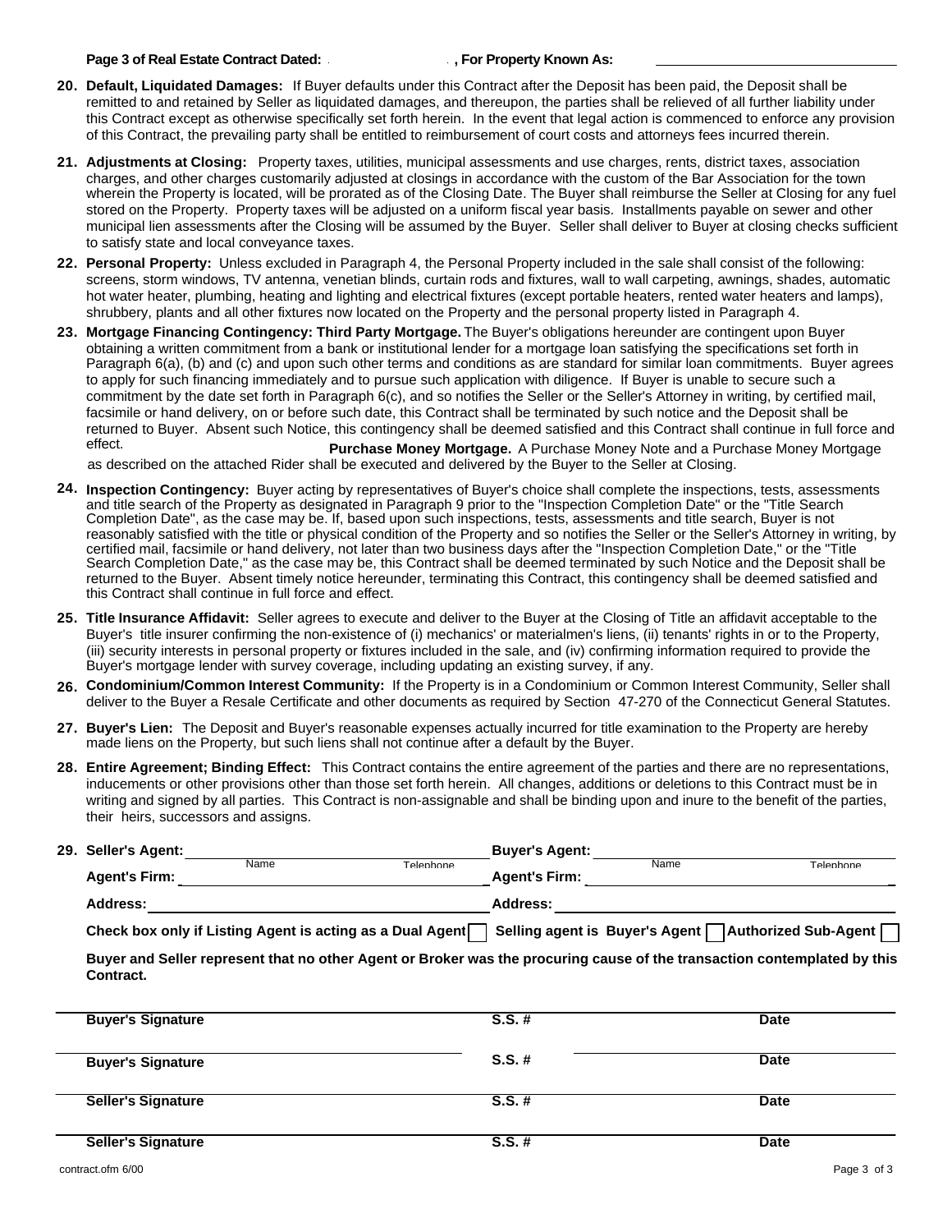**Page 3 of Real Estate Contract Dated: , For Property Known As:**

**20. Default, Liquidated Damages:** If Buyer defaults under this Contract after the Deposit has been paid, the Deposit shall be remitted to and retained by Seller as liquidated damages, and thereupon, the parties shall be relieved of all further liability under this Contract except as otherwise specifically set forth herein. In the event that legal action is commenced to enforce any provision of this Contract, the prevailing party shall be entitled to reimbursement of court costs and attorneys fees incurred therein.

**21. Adjustments at Closing:** Property taxes, utilities, municipal assessments and use charges, rents, district taxes, association charges, and other charges customarily adjusted at closings in accordance with the custom of the Bar Association for the town wherein the Property is located, will be prorated as of the Closing Date. The Buyer shall reimburse the Seller at Closing for any fuel stored on the Property. Property taxes will be adjusted on a uniform fiscal year basis. Installments payable on sewer and other municipal lien assessments after the Closing will be assumed by the Buyer. Seller shall deliver to Buyer at closing checks sufficient to satisfy state and local conveyance taxes.

**22. Personal Property:** Unless excluded in Paragraph 4, the Personal Property included in the sale shall consist of the following: screens, storm windows, TV antenna, venetian blinds, curtain rods and fixtures, wall to wall carpeting, awnings, shades, automatic hot water heater, plumbing, heating and lighting and electrical fixtures (except portable heaters, rented water heaters and lamps), shrubbery, plants and all other fixtures now located on the Property and the personal property listed in Paragraph 4.

**23. Mortgage Financing Contingency: Third Party Mortgage.** The Buyer's obligations hereunder are contingent upon Buyer obtaining a written commitment from a bank or institutional lender for a mortgage loan satisfying the specifications set forth in Paragraph 6(a), (b) and (c) and upon such other terms and conditions as are standard for similar loan commitments. Buyer agrees to apply for such financing immediately and to pursue such application with diligence. If Buyer is unable to secure such a commitment by the date set forth in Paragraph 6(c), and so notifies the Seller or the Seller's Attorney in writing, by certified mail, facsimile or hand delivery, on or before such date, this Contract shall be terminated by such notice and the Deposit shall be returned to Buyer. Absent such Notice, this contingency shall be deemed satisfied and this Contract shall continue in full force and effect. **Purchase Money Mortgage.** A Purchase Money Note and a Purchase Money Mortgage as described on the attached Rider shall be executed and delivered by the Buyer to the Seller at Closing.

**24. Inspection Contingency:** Buyer acting by representatives of Buyer's choice shall complete the inspections, tests, assessments and title search of the Property as designated in Paragraph 9 prior to the "Inspection Completion Date" or the "Title Search Completion Date", as the case may be. If, based upon such inspections, tests, assessments and title search, Buyer is not reasonably satisfied with the title or physical condition of the Property and so notifies the Seller or the Seller's Attorney in writing, by certified mail, facsimile or hand delivery, not later than two business days after the "Inspection Completion Date," or the "Title Search Completion Date," as the case may be, this Contract shall be deemed terminated by such Notice and the Deposit shall be returned to the Buyer. Absent timely notice hereunder, terminating this Contract, this contingency shall be deemed satisfied and this Contract shall continue in full force and effect.

**25. Title Insurance Affidavit:** Seller agrees to execute and deliver to the Buyer at the Closing of Title an affidavit acceptable to the Buyer's title insurer confirming the non-existence of (i) mechanics' or materialmen's liens, (ii) tenants' rights in or to the Property, (iii) security interests in personal property or fixtures included in the sale, and (iv) confirming information required to provide the Buyer's mortgage lender with survey coverage, including updating an existing survey, if any.

**26. Condominium/Common Interest Community:** If the Property is in a Condominium or Common Interest Community, Seller shall deliver to the Buyer a Resale Certificate and other documents as required by Section 47-270 of the Connecticut General Statutes.

**27. Buyer's Lien:** The Deposit and Buyer's reasonable expenses actually incurred for title examination to the Property are hereby made liens on the Property, but such liens shall not continue after a default by the Buyer.

**28. Entire Agreement; Binding Effect:** This Contract contains the entire agreement of the parties and there are no representations, inducements or other provisions other than those set forth herein. All changes, additions or deletions to this Contract must be in writing and signed by all parties. This Contract is non-assignable and shall be binding upon and inure to the benefit of the parties, their heirs, successors and assigns.

**29. Seller's Agent:** ____________________ Name ____________ Telephone **Buyer's Agent:** ____________________ Name ____________ Telephone

**Agent's Firm:** ____________________ **Agent's Firm:** ____________________

**Address:** ____________________ **Address:** ____________________

**Check box only if Listing Agent is acting as a Dual Agent** ☐ **Selling agent is Buyer's Agent** ☐ **Authorized Sub-Agent** ☐

**Buyer and Seller represent that no other Agent or Broker was the procuring cause of the transaction contemplated by this Contract.**

| | | |
|---|---|---|
| **Buyer's Signature** | **S.S. #** | **Date** |
| **Buyer's Signature** | **S.S. #** | **Date** |
| **Seller's Signature** | **S.S. #** | **Date** |
| **Seller's Signature** | **S.S. #** | **Date** |

contract.ofm 6/00